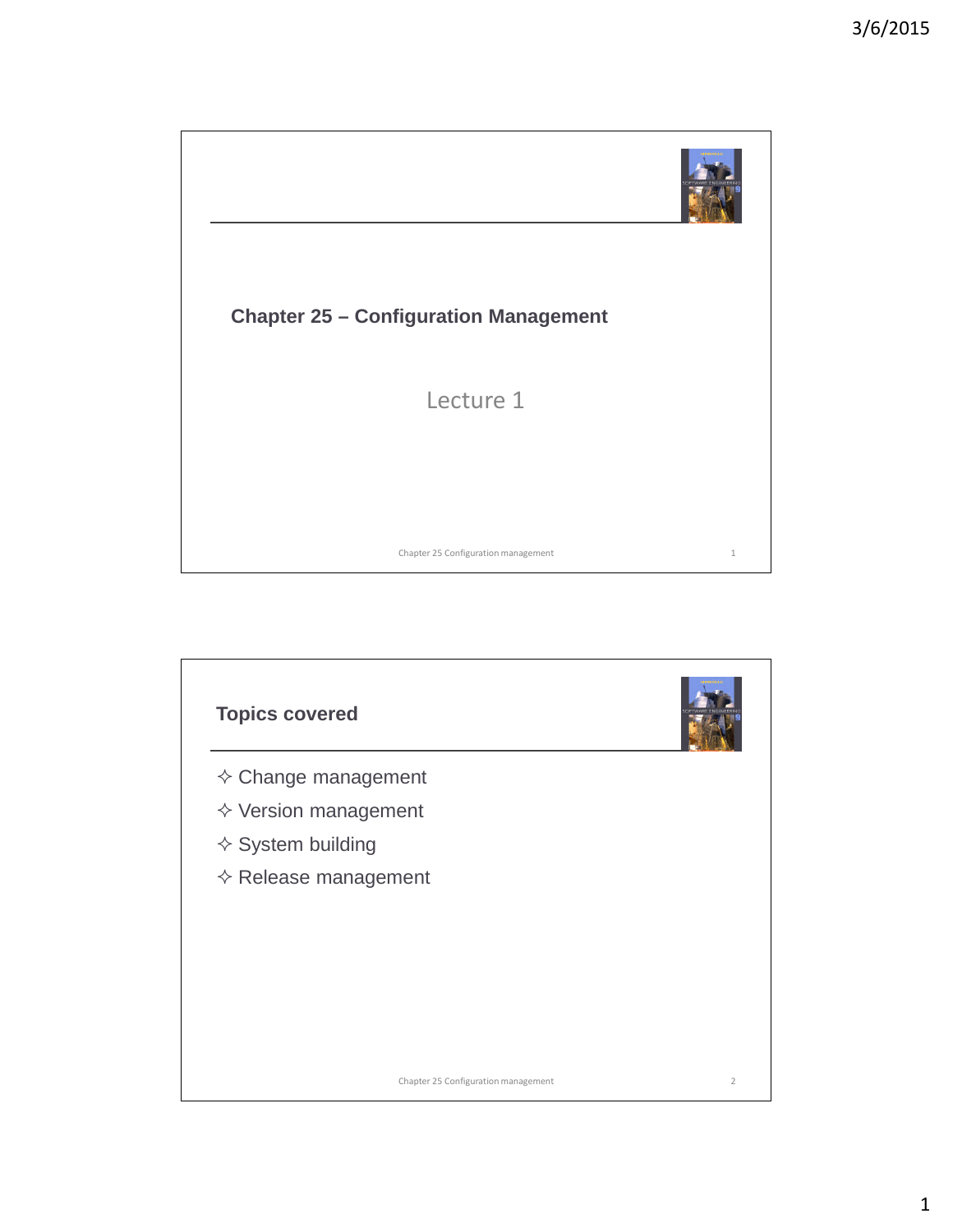# Chapter 25 – Configuration Management

Lecture 1

## Topics covered

- Change management
- Version management
- System building
- Release management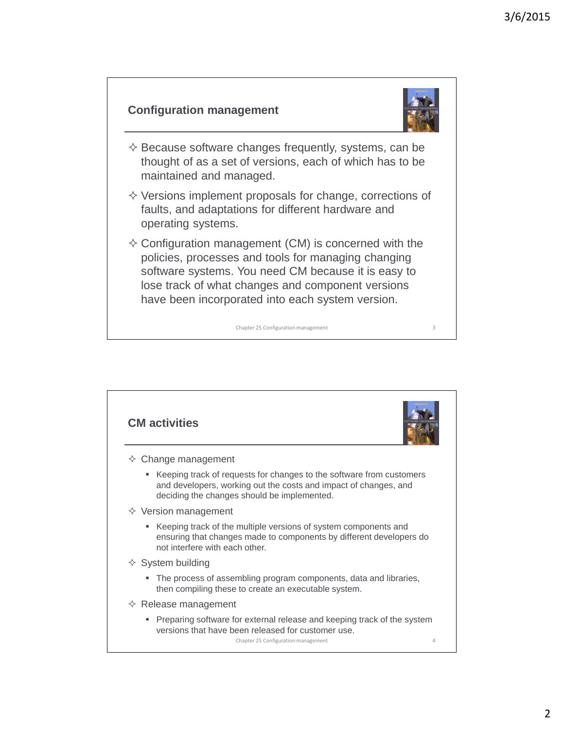## Configuration management

- Because software changes frequently, systems, can be thought of as a set of versions, each of which has to be maintained and managed.
- Versions implement proposals for change, corrections of faults, and adaptations for different hardware and operating systems.
- Configuration management (CM) is concerned with the policies, processes and tools for managing changing software systems. You need CM because it is easy to lose track of what changes and component versions have been incorporated into each system version.

## CM activities

- Change management
  - Keeping track of requests for changes to the software from customers and developers, working out the costs and impact of changes, and deciding the changes should be implemented.
- Version management
  - Keeping track of the multiple versions of system components and ensuring that changes made to components by different developers do not interfere with each other.
- System building
  - The process of assembling program components, data and libraries, then compiling these to create an executable system.
- Release management
  - Preparing software for external release and keeping track of the system versions that have been released for customer use.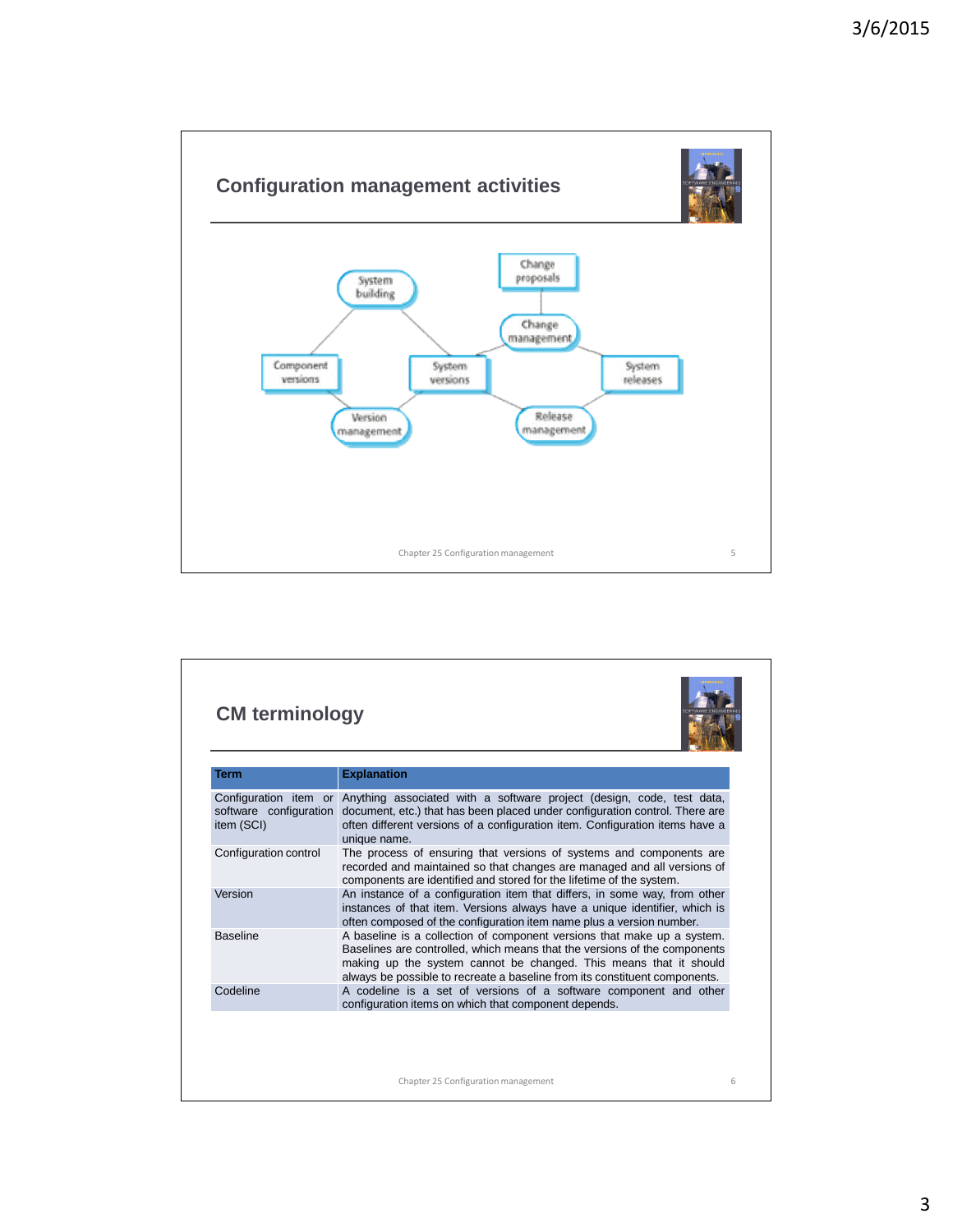## Configuration management activities

System building

Change proposals

Change management

Component versions

System versions

System releases

Version management

Release management

## CM terminology

| Term | Explanation |
|---|---|
| Configuration item or software configuration item (SCI) | Anything associated with a software project (design, code, test data, document, etc.) that has been placed under configuration control. There are often different versions of a configuration item. Configuration items have a unique name. |
| Configuration control | The process of ensuring that versions of systems and components are recorded and maintained so that changes are managed and all versions of components are identified and stored for the lifetime of the system. |
| Version | An instance of a configuration item that differs, in some way, from other instances of that item. Versions always have a unique identifier, which is often composed of the configuration item name plus a version number. |
| Baseline | A baseline is a collection of component versions that make up a system. Baselines are controlled, which means that the versions of the components making up the system cannot be changed. This means that it should always be possible to recreate a baseline from its constituent components. |
| Codeline | A codeline is a set of versions of a software component and other configuration items on which that component depends. |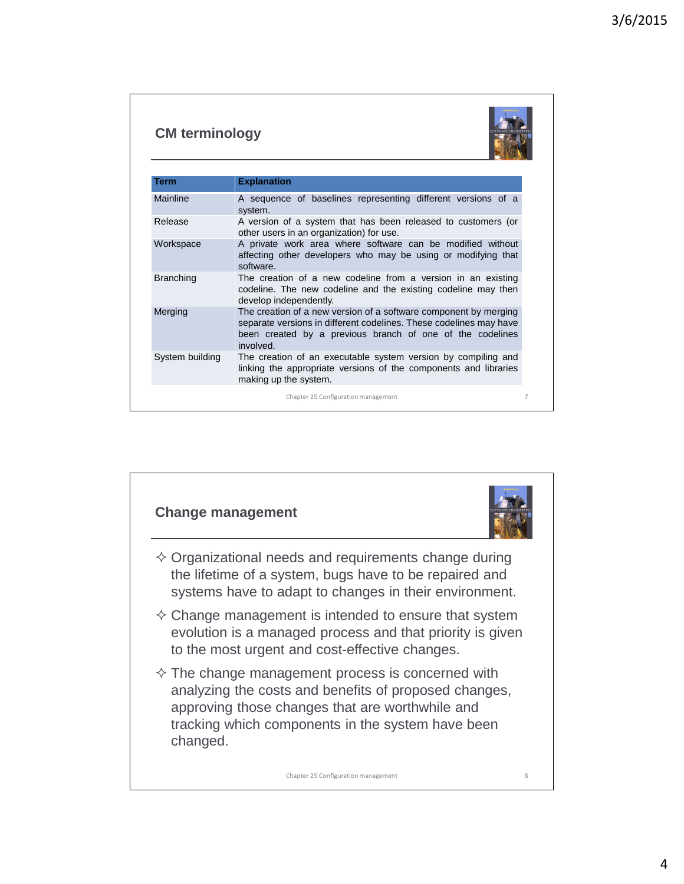## CM terminology

| Term | Explanation |
|---|---|
| Mainline | A sequence of baselines representing different versions of a system. |
| Release | A version of a system that has been released to customers (or other users in an organization) for use. |
| Workspace | A private work area where software can be modified without affecting other developers who may be using or modifying that software. |
| Branching | The creation of a new codeline from a version in an existing codeline. The new codeline and the existing codeline may then develop independently. |
| Merging | The creation of a new version of a software component by merging separate versions in different codelines. These codelines may have been created by a previous branch of one of the codelines involved. |
| System building | The creation of an executable system version by compiling and linking the appropriate versions of the components and libraries making up the system. |

## Change management

- Organizational needs and requirements change during the lifetime of a system, bugs have to be repaired and systems have to adapt to changes in their environment.
- Change management is intended to ensure that system evolution is a managed process and that priority is given to the most urgent and cost-effective changes.
- The change management process is concerned with analyzing the costs and benefits of proposed changes, approving those changes that are worthwhile and tracking which components in the system have been changed.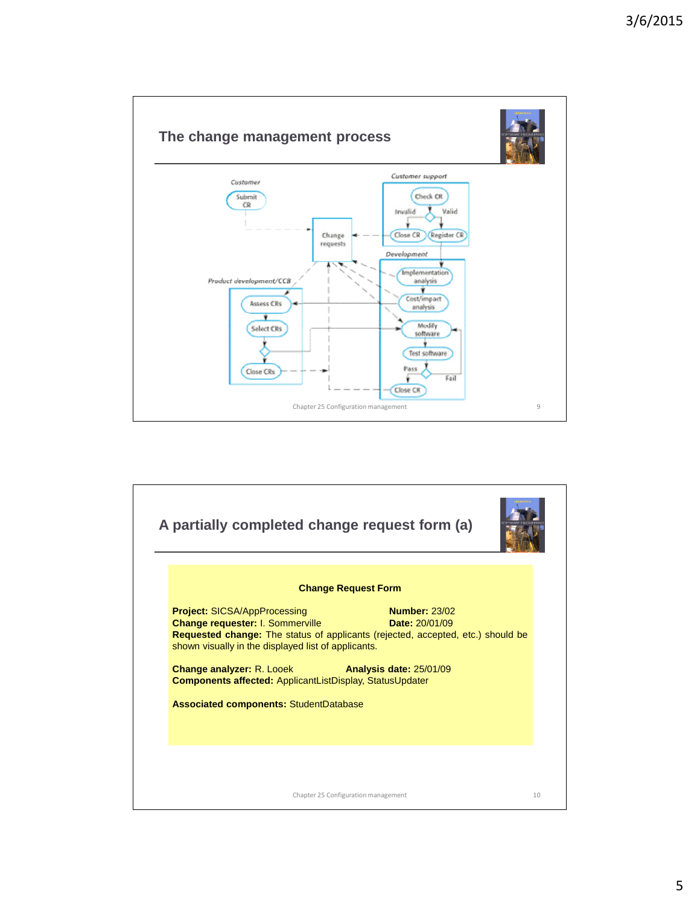## The change management process

Customer

Submit CR

Change requests

Customer support

Check CR

Invalid

Valid

Close CR

Register CR

Development

Implementation analysis

Cost/impact analysis

Modify software

Test software

Pass

Fail

Close CR

Product development/CCB

Assess CRs

Select CRs

Close CRs

## A partially completed change request form (a)

**Change Request Form**

**Project:** SICSA/AppProcessing **Number:** 23/02
**Change requester:** I. Sommerville **Date:** 20/01/09
**Requested change:** The status of applicants (rejected, accepted, etc.) should be shown visually in the displayed list of applicants.

**Change analyzer:** R. Looek **Analysis date:** 25/01/09
**Components affected:** ApplicantListDisplay, StatusUpdater

**Associated components:** StudentDatabase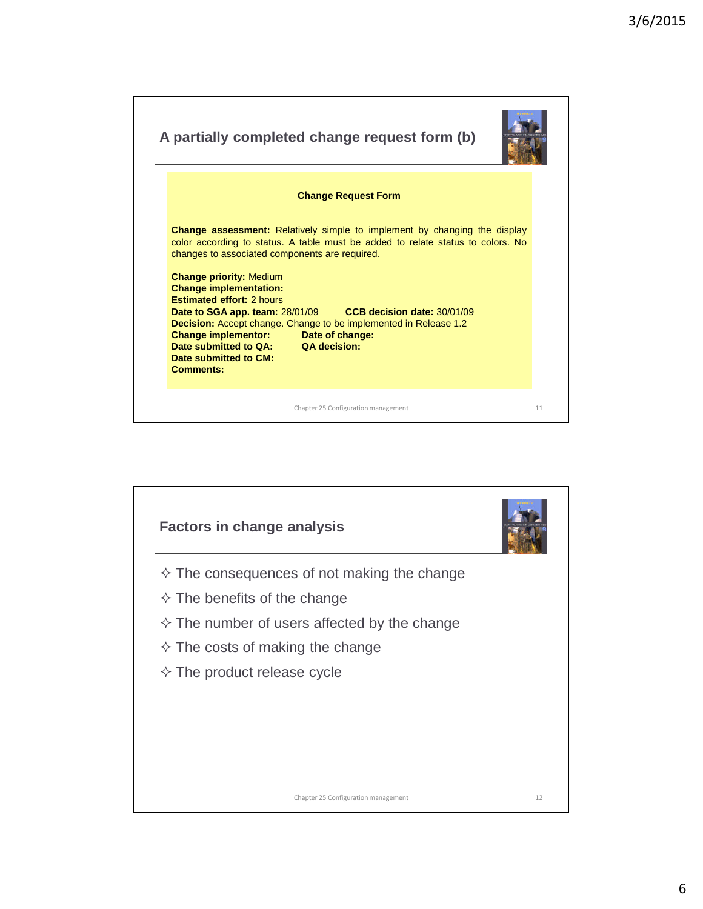## A partially completed change request form (b)

**Change Request Form**

**Change assessment:** Relatively simple to implement by changing the display color according to status. A table must be added to relate status to colors. No changes to associated components are required.

**Change priority:** Medium
**Change implementation:**
**Estimated effort:** 2 hours
**Date to SGA app. team:** 28/01/09 **CCB decision date:** 30/01/09
**Decision:** Accept change. Change to be implemented in Release 1.2
**Change implementor:** **Date of change:**
**Date submitted to QA:** **QA decision:**
**Date submitted to CM:**
**Comments:**

## Factors in change analysis

- The consequences of not making the change
- The benefits of the change
- The number of users affected by the change
- The costs of making the change
- The product release cycle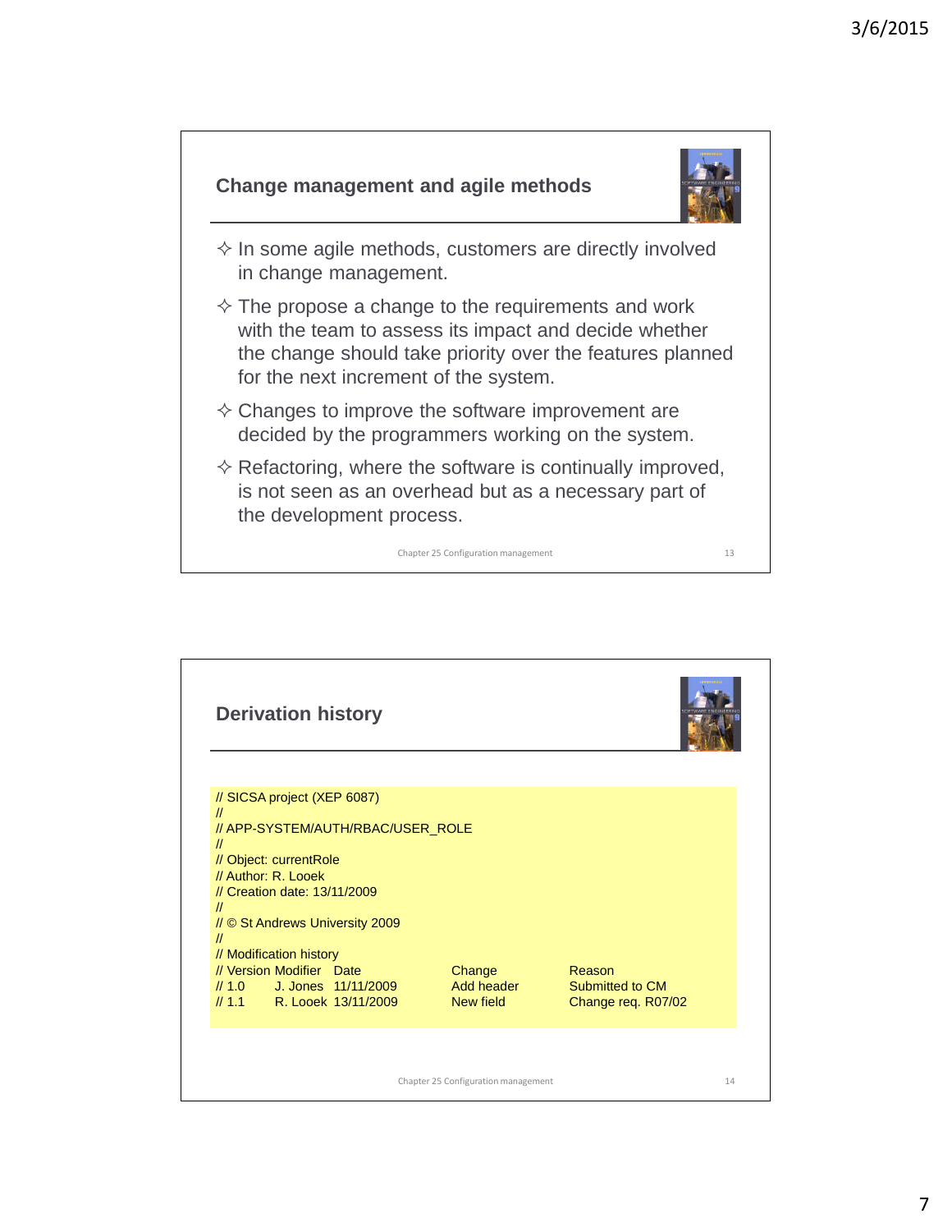## Change management and agile methods

- In some agile methods, customers are directly involved in change management.
- The propose a change to the requirements and work with the team to assess its impact and decide whether the change should take priority over the features planned for the next increment of the system.
- Changes to improve the software improvement are decided by the programmers working on the system.
- Refactoring, where the software is continually improved, is not seen as an overhead but as a necessary part of the development process.

## Derivation history

```
// SICSA project (XEP 6087)
//
// APP-SYSTEM/AUTH/RBAC/USER_ROLE
//
// Object: currentRole
// Author: R. Looek
// Creation date: 13/11/2009
//
// © St Andrews University 2009
//
// Modification history
// Version Modifier   Date         Change       Reason
// 1.0     J. Jones   11/11/2009   Add header   Submitted to CM
// 1.1     R. Looek   13/11/2009   New field    Change req. R07/02
```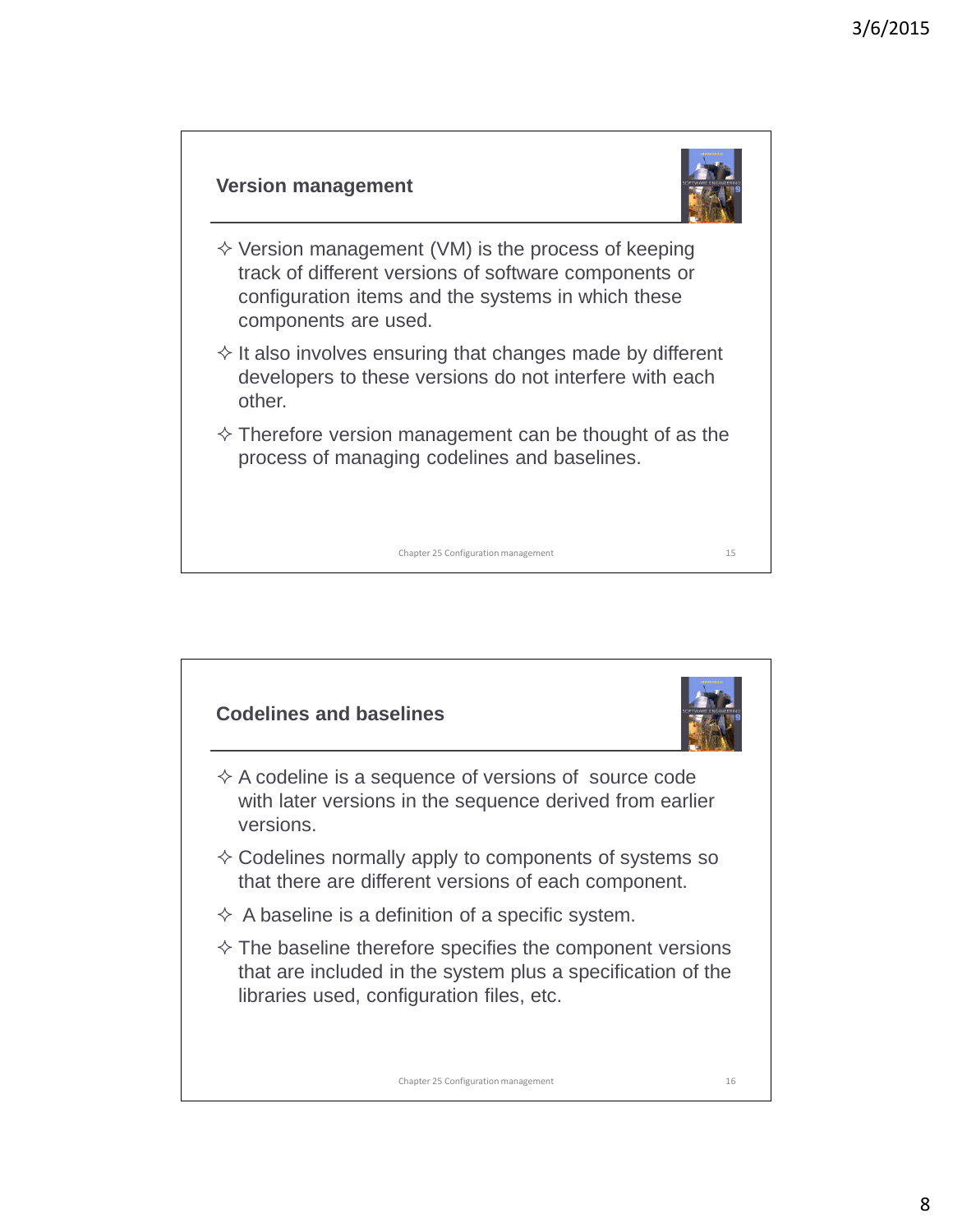## Version management

- Version management (VM) is the process of keeping track of different versions of software components or configuration items and the systems in which these components are used.
- It also involves ensuring that changes made by different developers to these versions do not interfere with each other.
- Therefore version management can be thought of as the process of managing codelines and baselines.

## Codelines and baselines

- A codeline is a sequence of versions of source code with later versions in the sequence derived from earlier versions.
- Codelines normally apply to components of systems so that there are different versions of each component.
- A baseline is a definition of a specific system.
- The baseline therefore specifies the component versions that are included in the system plus a specification of the libraries used, configuration files, etc.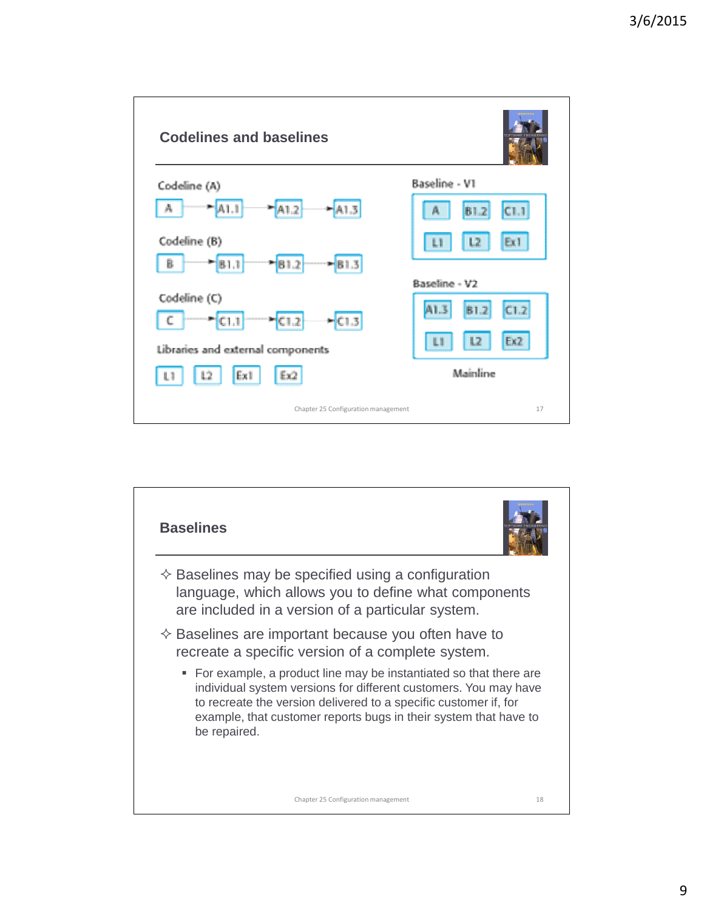## Codelines and baselines

Codeline (A)

A → A1.1 → A1.2 → A1.3

Codeline (B)

B → B1.1 → B1.2 → B1.3

Codeline (C)

C → C1.1 → C1.2 → C1.3

Libraries and external components

L1 L2 Ex1 Ex2

Baseline - V1

A B1.2 C1.1
L1 L2 Ex1

Baseline - V2

A1.3 B1.2 C1.2
L1 L2 Ex2

Mainline

Chapter 25 Configuration management

## Baselines

- Baselines may be specified using a configuration language, which allows you to define what components are included in a version of a particular system.
- Baselines are important because you often have to recreate a specific version of a complete system.
  - For example, a product line may be instantiated so that there are individual system versions for different customers. You may have to recreate the version delivered to a specific customer if, for example, that customer reports bugs in their system that have to be repaired.

Chapter 25 Configuration management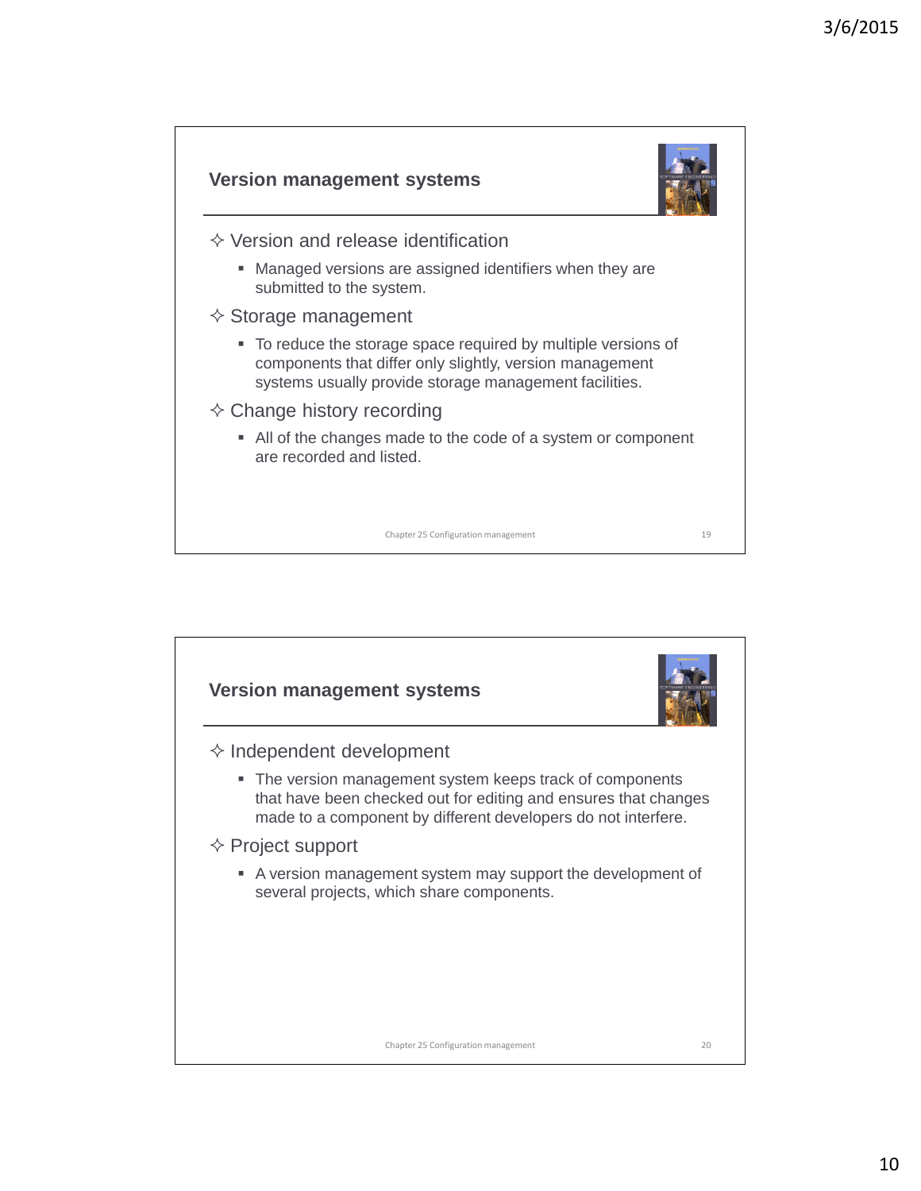## Version management systems

- Version and release identification
  - Managed versions are assigned identifiers when they are submitted to the system.
- Storage management
  - To reduce the storage space required by multiple versions of components that differ only slightly, version management systems usually provide storage management facilities.
- Change history recording
  - All of the changes made to the code of a system or component are recorded and listed.

## Version management systems

- Independent development
  - The version management system keeps track of components that have been checked out for editing and ensures that changes made to a component by different developers do not interfere.
- Project support
  - A version management system may support the development of several projects, which share components.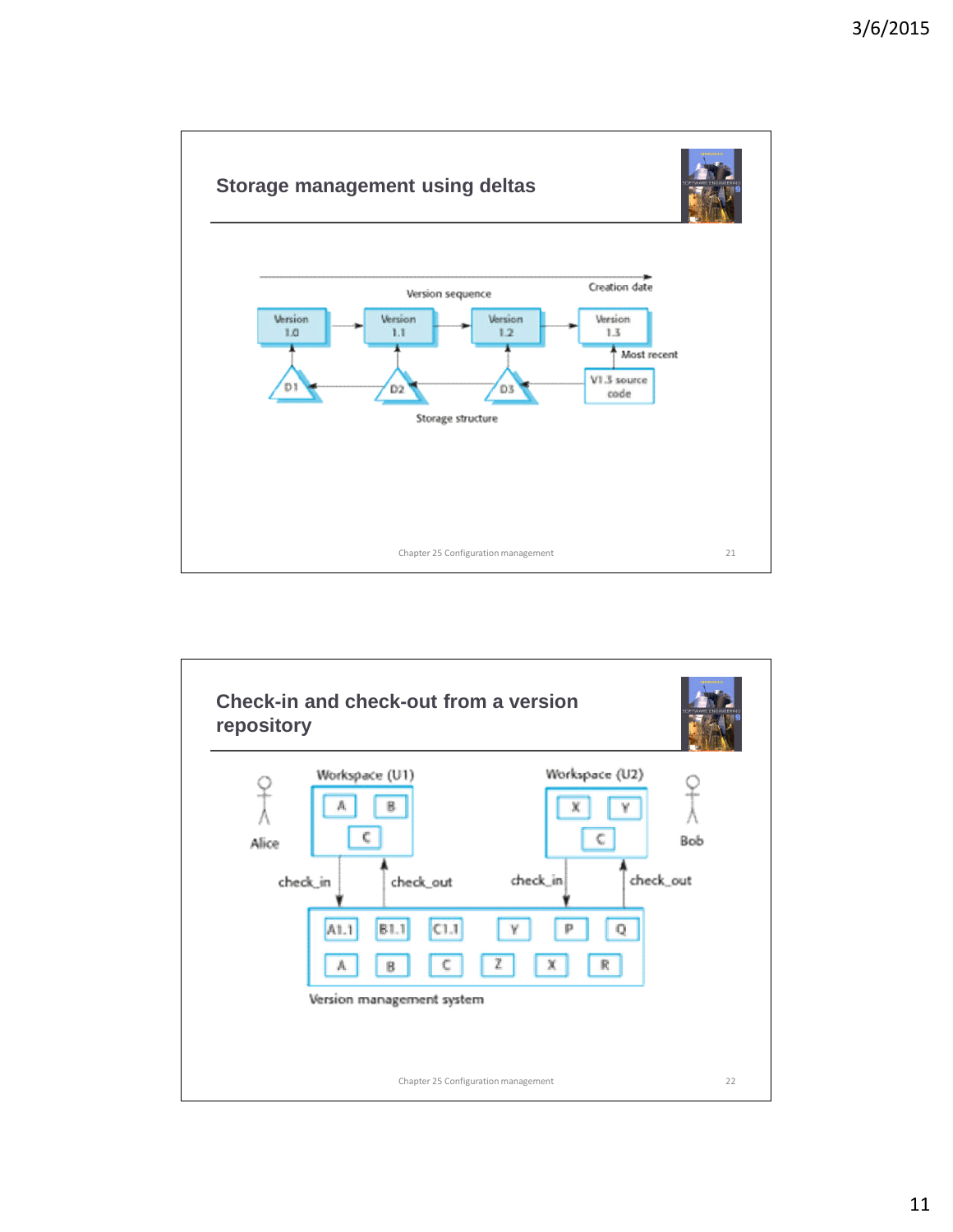## Storage management using deltas

Version sequence

Creation date

Version 1.0 → Version 1.1 → Version 1.2 → Version 1.3

Most recent

V1.3 source code

D1, D2, D3

Storage structure

## Check-in and check-out from a version repository

Workspace (U1): A, B, C — Alice

Workspace (U2): X, Y, C — Bob

check_in, check_out, check_in, check_out

A1.1, B1.1, C1.1, Y, P, Q

A, B, C, Z, X, R

Version management system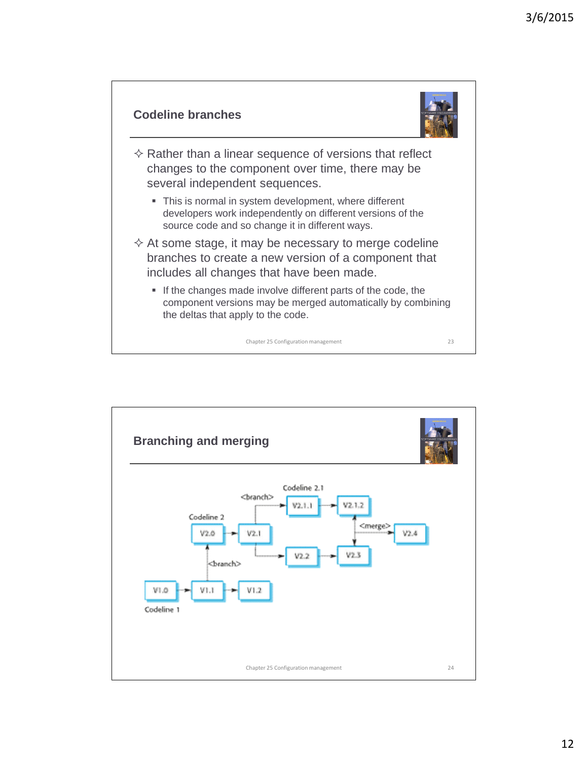## Codeline branches

- Rather than a linear sequence of versions that reflect changes to the component over time, there may be several independent sequences.
  - This is normal in system development, where different developers work independently on different versions of the source code and so change it in different ways.
- At some stage, it may be necessary to merge codeline branches to create a new version of a component that includes all changes that have been made.
  - If the changes made involve different parts of the code, the component versions may be merged automatically by combining the deltas that apply to the code.

## Branching and merging

Codeline 2.1

<branch>

V2.1.1 → V2.1.2

Codeline 2

<merge>

V2.0 → V2.1 → V2.4

V2.2 → V2.3

<branch>

V1.0 → V1.1 → V1.2

Codeline 1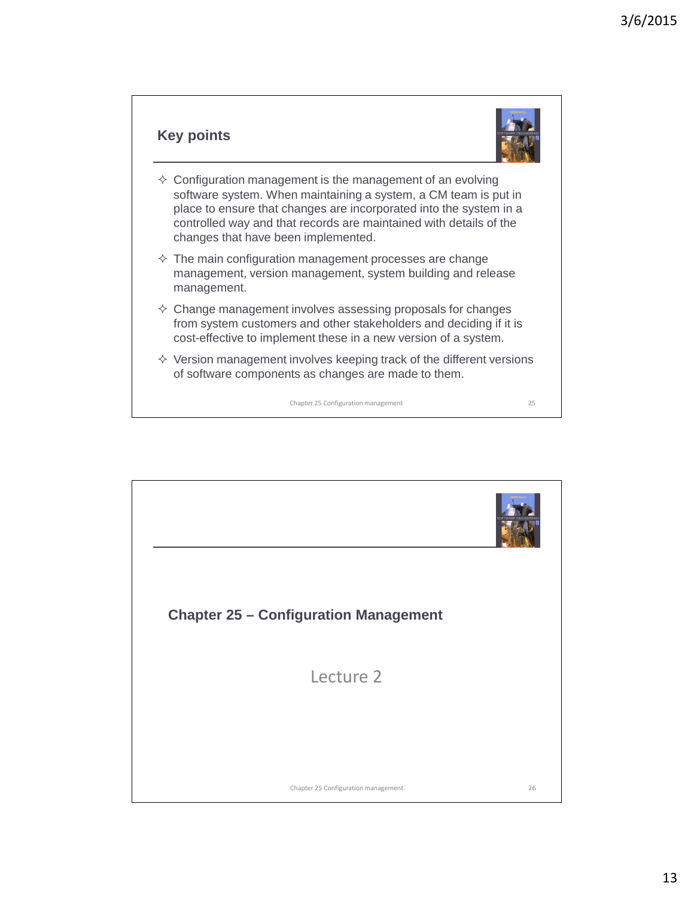## Key points

- Configuration management is the management of an evolving software system. When maintaining a system, a CM team is put in place to ensure that changes are incorporated into the system in a controlled way and that records are maintained with details of the changes that have been implemented.
- The main configuration management processes are change management, version management, system building and release management.
- Change management involves assessing proposals for changes from system customers and other stakeholders and deciding if it is cost-effective to implement these in a new version of a system.
- Version management involves keeping track of the different versions of software components as changes are made to them.

## Chapter 25 – Configuration Management

Lecture 2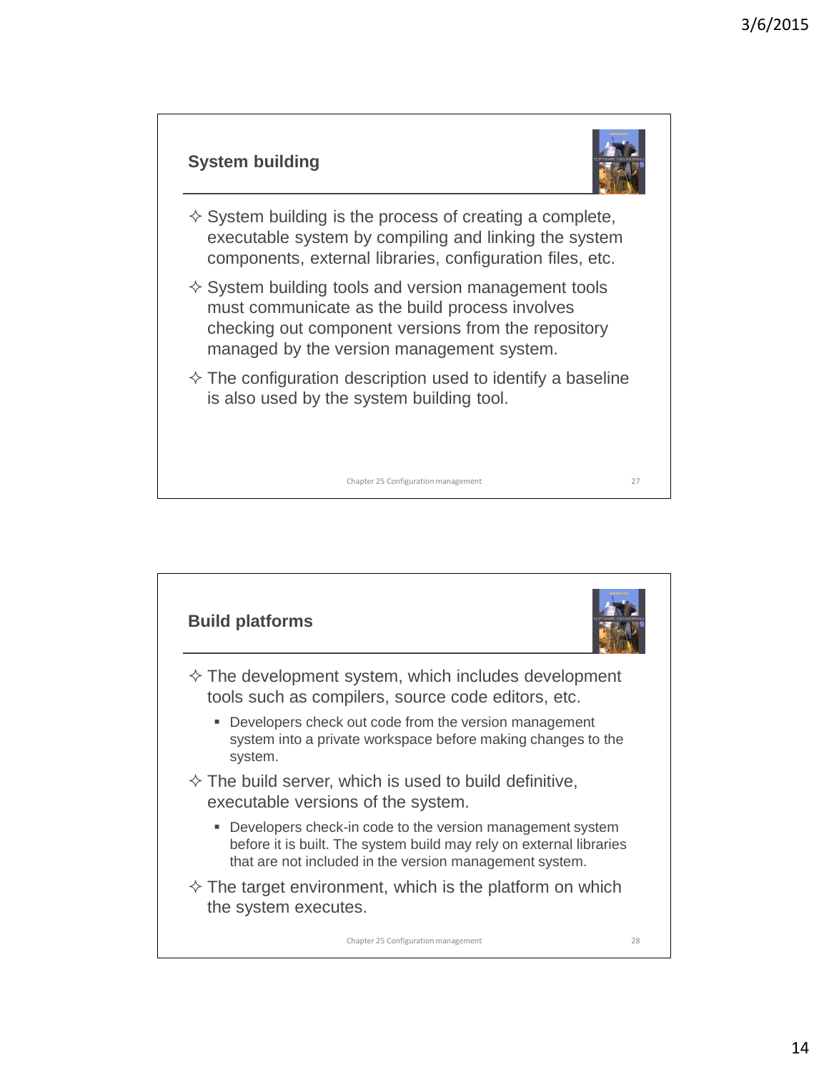## System building

- System building is the process of creating a complete, executable system by compiling and linking the system components, external libraries, configuration files, etc.
- System building tools and version management tools must communicate as the build process involves checking out component versions from the repository managed by the version management system.
- The configuration description used to identify a baseline is also used by the system building tool.

## Build platforms

- The development system, which includes development tools such as compilers, source code editors, etc.
  - Developers check out code from the version management system into a private workspace before making changes to the system.
- The build server, which is used to build definitive, executable versions of the system.
  - Developers check-in code to the version management system before it is built. The system build may rely on external libraries that are not included in the version management system.
- The target environment, which is the platform on which the system executes.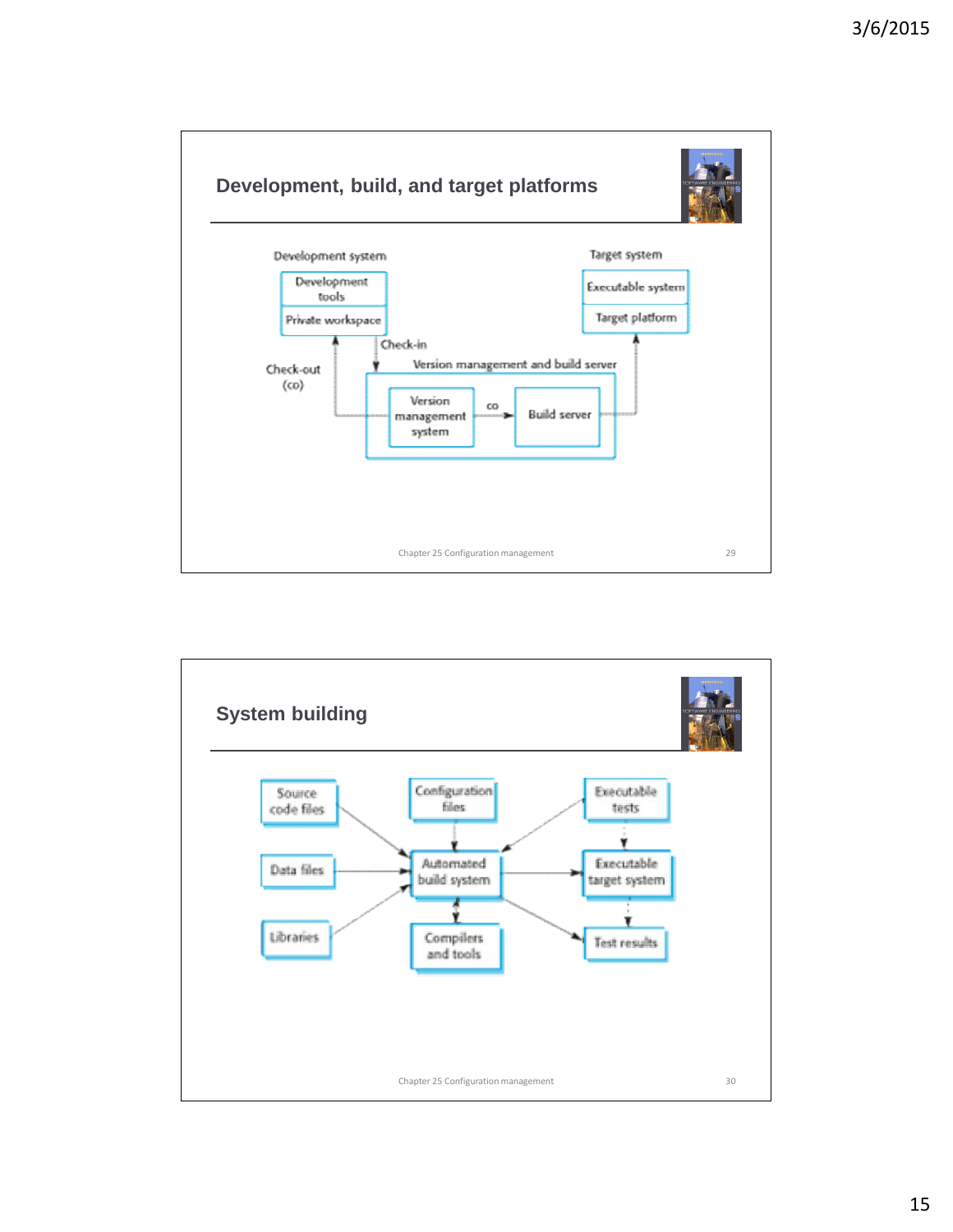## Development, build, and target platforms

Development system

Development tools

Private workspace

Check-in

Check-out (co)

Version management and build server

Version management system

co

Build server

Target system

Executable system

Target platform

## System building

Source code files

Data files

Libraries

Configuration files

Automated build system

Compilers and tools

Executable tests

Executable target system

Test results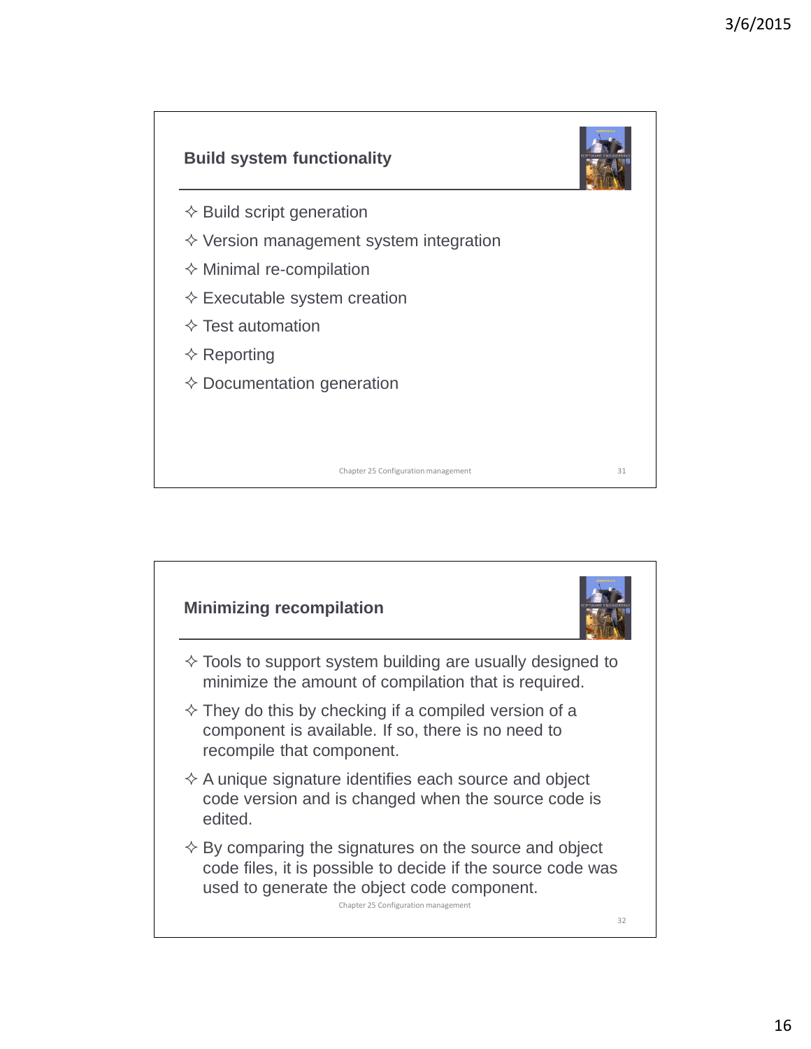## Build system functionality

- Build script generation
- Version management system integration
- Minimal re-compilation
- Executable system creation
- Test automation
- Reporting
- Documentation generation

## Minimizing recompilation

- Tools to support system building are usually designed to minimize the amount of compilation that is required.
- They do this by checking if a compiled version of a component is available. If so, there is no need to recompile that component.
- A unique signature identifies each source and object code version and is changed when the source code is edited.
- By comparing the signatures on the source and object code files, it is possible to decide if the source code was used to generate the object code component.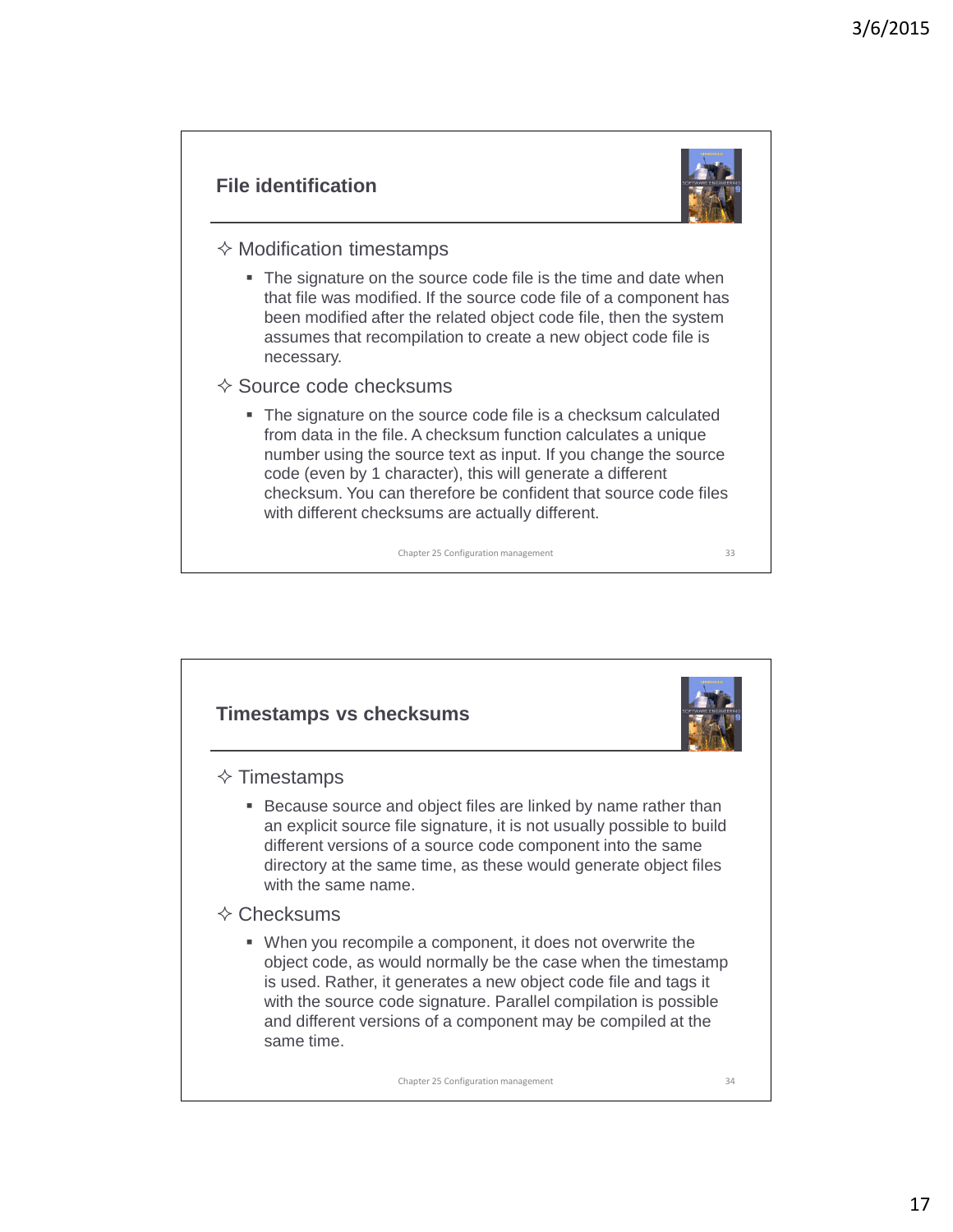## File identification

- Modification timestamps
  - The signature on the source code file is the time and date when that file was modified. If the source code file of a component has been modified after the related object code file, then the system assumes that recompilation to create a new object code file is necessary.
- Source code checksums
  - The signature on the source code file is a checksum calculated from data in the file. A checksum function calculates a unique number using the source text as input. If you change the source code (even by 1 character), this will generate a different checksum. You can therefore be confident that source code files with different checksums are actually different.

## Timestamps vs checksums

- Timestamps
  - Because source and object files are linked by name rather than an explicit source file signature, it is not usually possible to build different versions of a source code component into the same directory at the same time, as these would generate object files with the same name.
- Checksums
  - When you recompile a component, it does not overwrite the object code, as would normally be the case when the timestamp is used. Rather, it generates a new object code file and tags it with the source code signature. Parallel compilation is possible and different versions of a component may be compiled at the same time.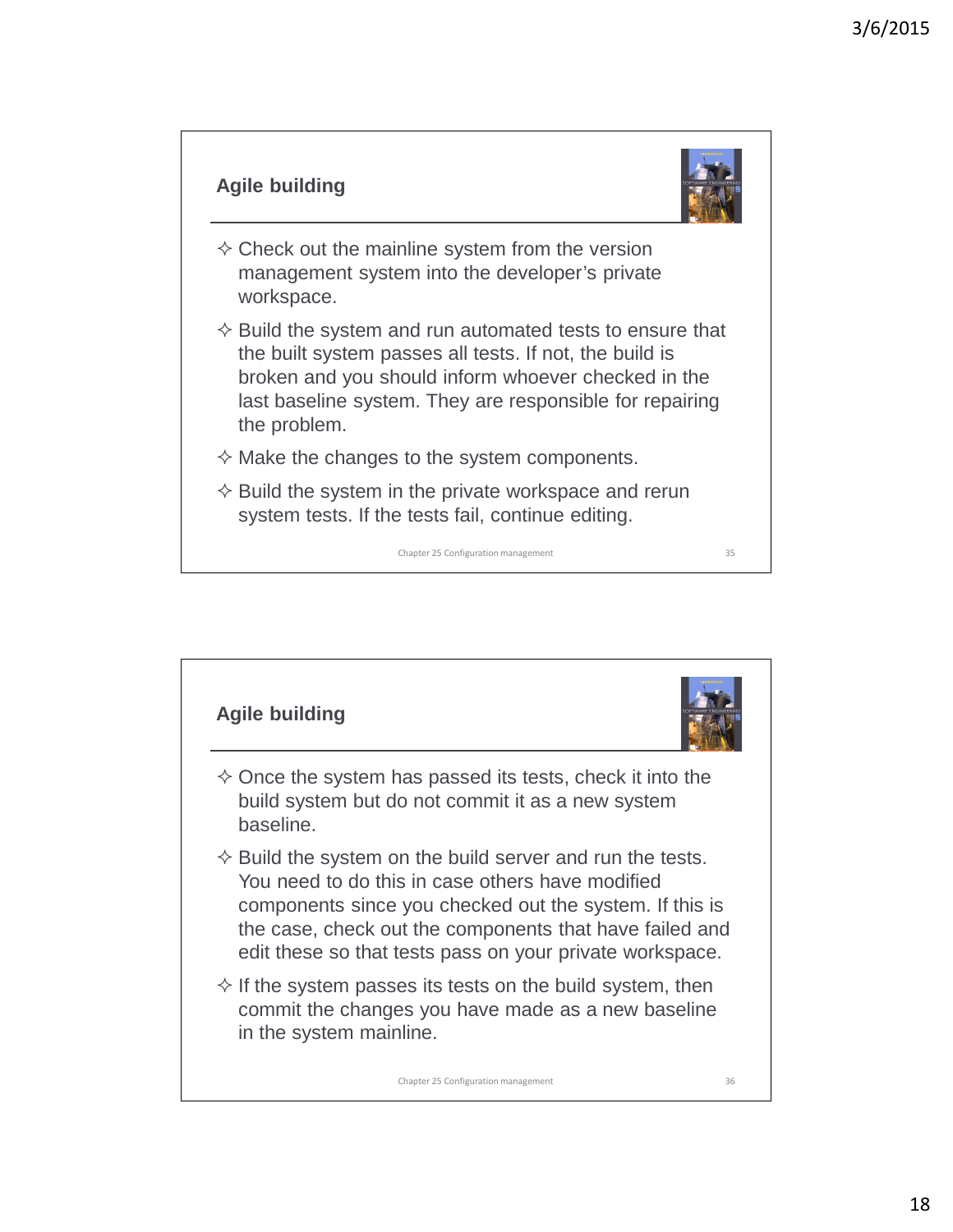## Agile building

- Check out the mainline system from the version management system into the developer's private workspace.
- Build the system and run automated tests to ensure that the built system passes all tests. If not, the build is broken and you should inform whoever checked in the last baseline system. They are responsible for repairing the problem.
- Make the changes to the system components.
- Build the system in the private workspace and rerun system tests. If the tests fail, continue editing.

## Agile building

- Once the system has passed its tests, check it into the build system but do not commit it as a new system baseline.
- Build the system on the build server and run the tests. You need to do this in case others have modified components since you checked out the system. If this is the case, check out the components that have failed and edit these so that tests pass on your private workspace.
- If the system passes its tests on the build system, then commit the changes you have made as a new baseline in the system mainline.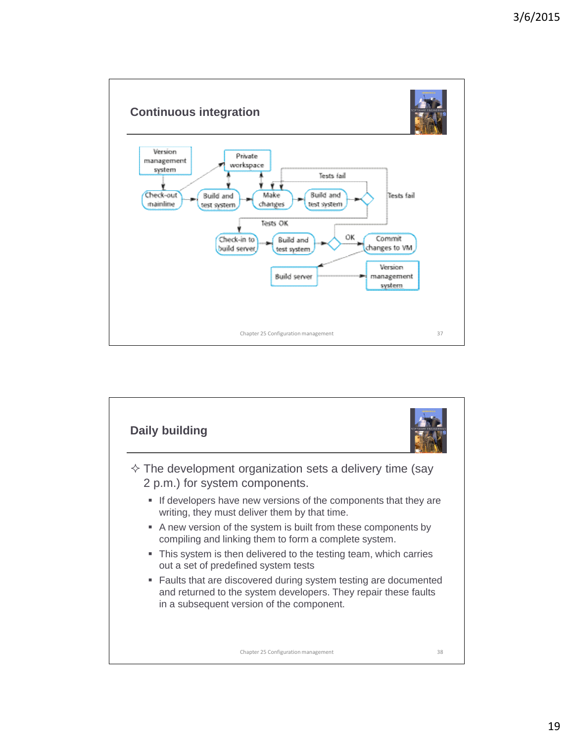## Continuous integration

Version management system

Private workspace

Check-out mainline

Build and test system

Make changes

Build and test system

Tests fail

Tests fail

Tests OK

Check-in to build server

Build and test system

OK

Commit changes to VM

Build server

Version management system

## Daily building

- The development organization sets a delivery time (say 2 p.m.) for system components.
  - If developers have new versions of the components that they are writing, they must deliver them by that time.
  - A new version of the system is built from these components by compiling and linking them to form a complete system.
  - This system is then delivered to the testing team, which carries out a set of predefined system tests
  - Faults that are discovered during system testing are documented and returned to the system developers. They repair these faults in a subsequent version of the component.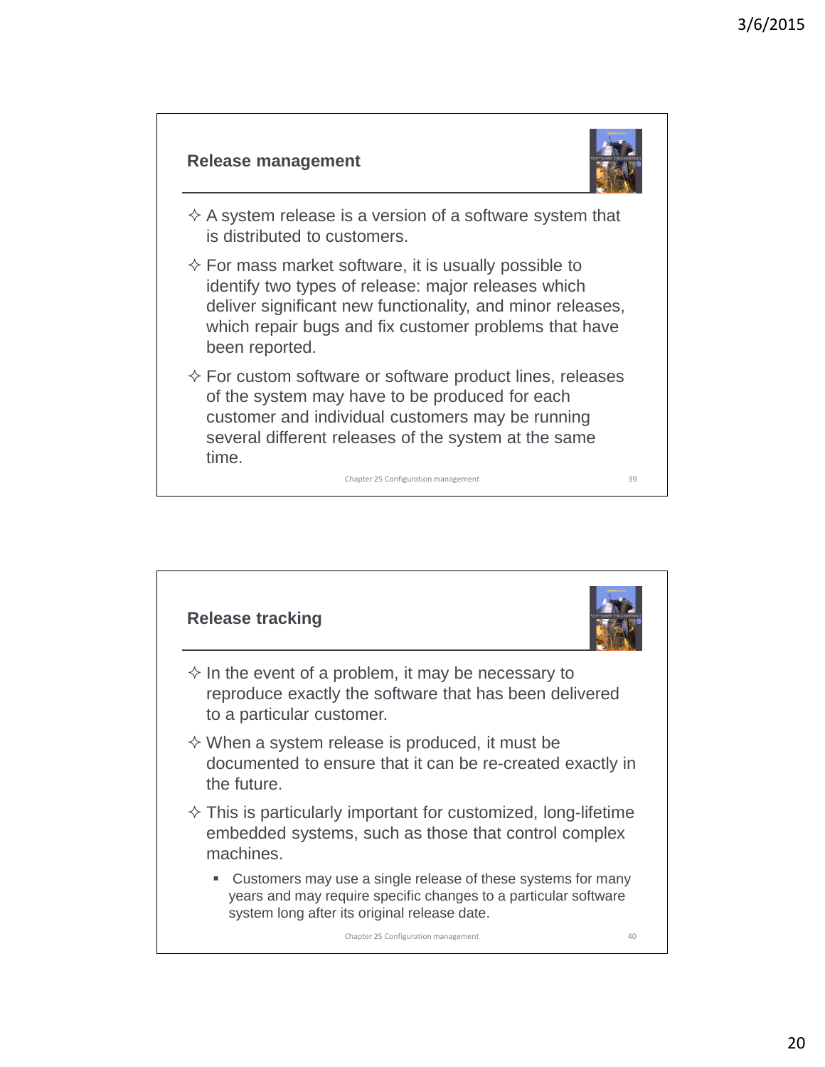## Release management

- A system release is a version of a software system that is distributed to customers.
- For mass market software, it is usually possible to identify two types of release: major releases which deliver significant new functionality, and minor releases, which repair bugs and fix customer problems that have been reported.
- For custom software or software product lines, releases of the system may have to be produced for each customer and individual customers may be running several different releases of the system at the same time.

## Release tracking

- In the event of a problem, it may be necessary to reproduce exactly the software that has been delivered to a particular customer.
- When a system release is produced, it must be documented to ensure that it can be re-created exactly in the future.
- This is particularly important for customized, long-lifetime embedded systems, such as those that control complex machines.
  - Customers may use a single release of these systems for many years and may require specific changes to a particular software system long after its original release date.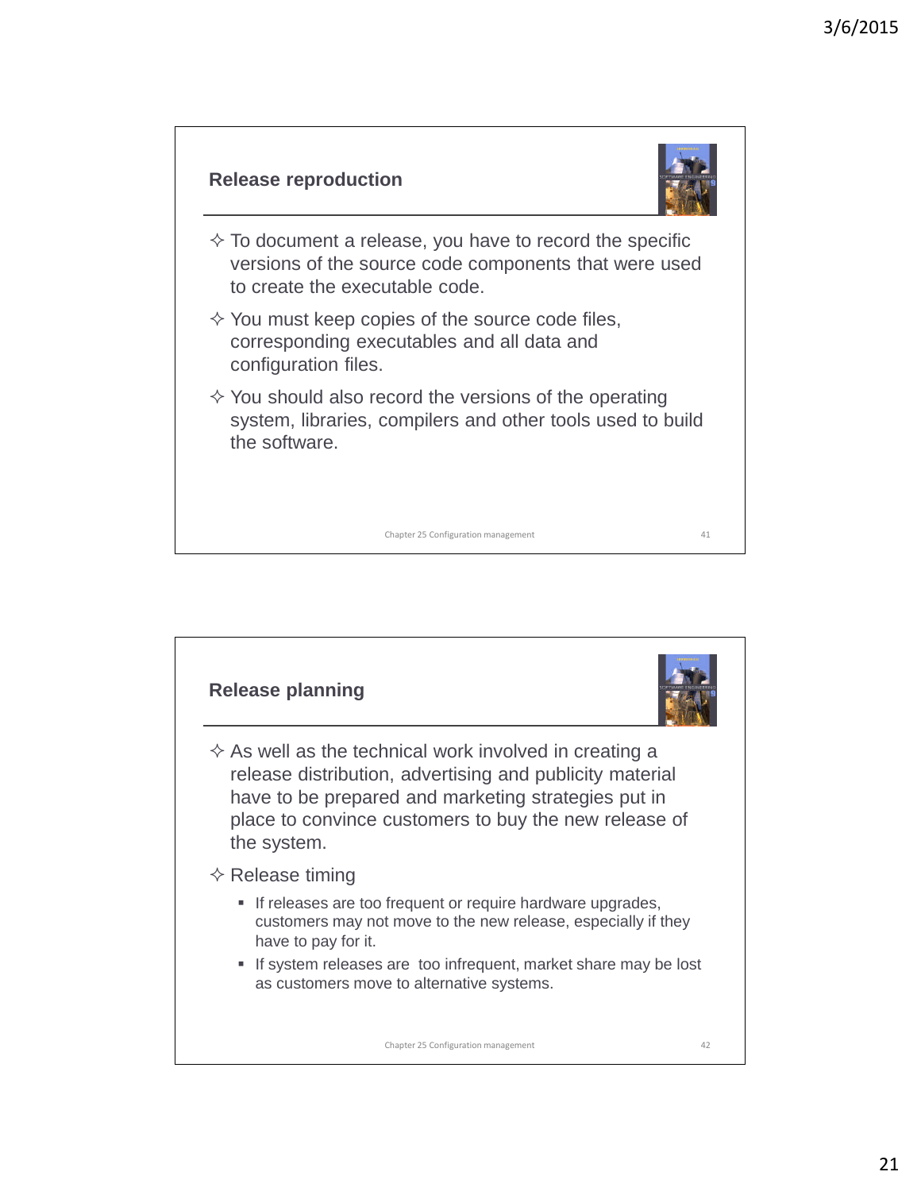## Release reproduction

- To document a release, you have to record the specific versions of the source code components that were used to create the executable code.
- You must keep copies of the source code files, corresponding executables and all data and configuration files.
- You should also record the versions of the operating system, libraries, compilers and other tools used to build the software.

## Release planning

- As well as the technical work involved in creating a release distribution, advertising and publicity material have to be prepared and marketing strategies put in place to convince customers to buy the new release of the system.
- Release timing
  - If releases are too frequent or require hardware upgrades, customers may not move to the new release, especially if they have to pay for it.
  - If system releases are too infrequent, market share may be lost as customers move to alternative systems.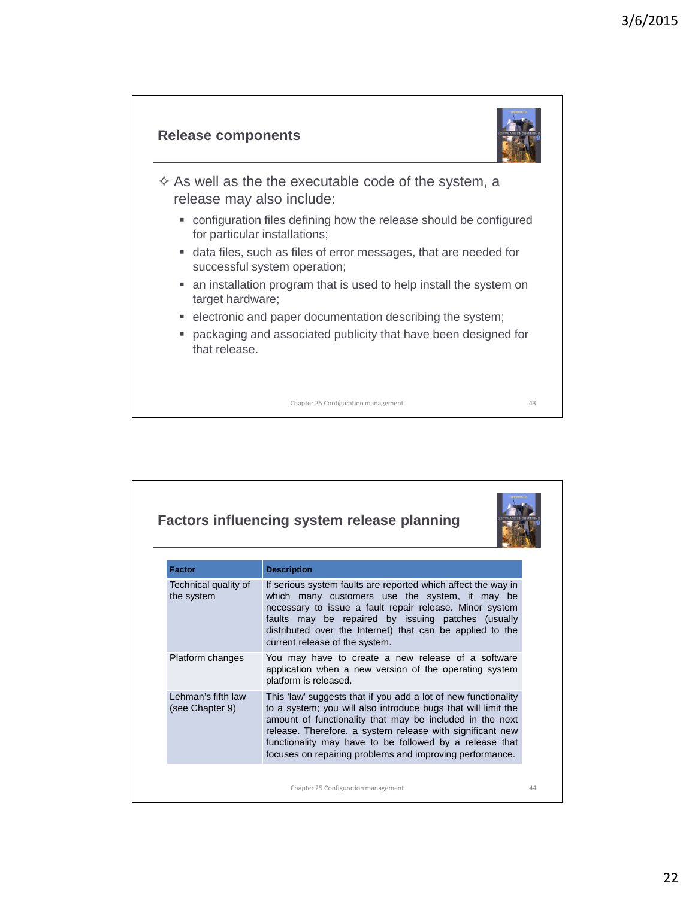## Release components

- As well as the the executable code of the system, a release may also include:
  - configuration files defining how the release should be configured for particular installations;
  - data files, such as files of error messages, that are needed for successful system operation;
  - an installation program that is used to help install the system on target hardware;
  - electronic and paper documentation describing the system;
  - packaging and associated publicity that have been designed for that release.

## Factors influencing system release planning

| Factor | Description |
| --- | --- |
| Technical quality of the system | If serious system faults are reported which affect the way in which many customers use the system, it may be necessary to issue a fault repair release. Minor system faults may be repaired by issuing patches (usually distributed over the Internet) that can be applied to the current release of the system. |
| Platform changes | You may have to create a new release of a software application when a new version of the operating system platform is released. |
| Lehman's fifth law (see Chapter 9) | This 'law' suggests that if you add a lot of new functionality to a system; you will also introduce bugs that will limit the amount of functionality that may be included in the next release. Therefore, a system release with significant new functionality may have to be followed by a release that focuses on repairing problems and improving performance. |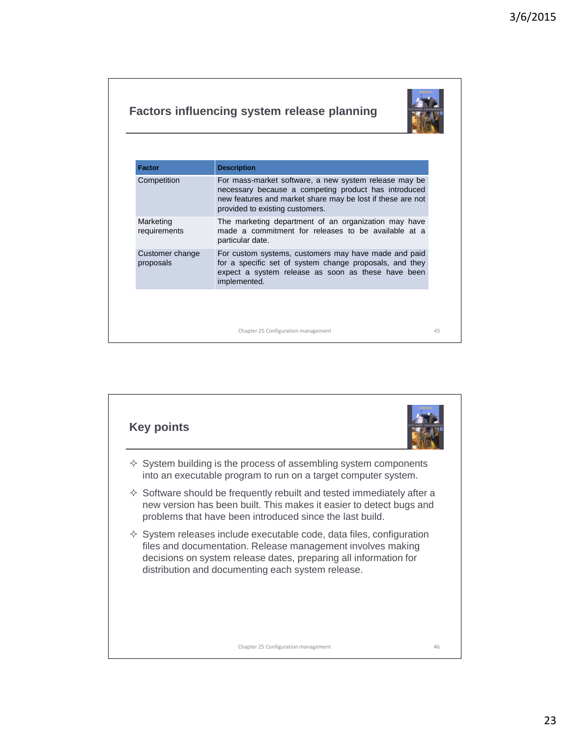## Factors influencing system release planning

| Factor | Description |
|---|---|
| Competition | For mass-market software, a new system release may be necessary because a competing product has introduced new features and market share may be lost if these are not provided to existing customers. |
| Marketing requirements | The marketing department of an organization may have made a commitment for releases to be available at a particular date. |
| Customer change proposals | For custom systems, customers may have made and paid for a specific set of system change proposals, and they expect a system release as soon as these have been implemented. |

## Key points

- System building is the process of assembling system components into an executable program to run on a target computer system.
- Software should be frequently rebuilt and tested immediately after a new version has been built. This makes it easier to detect bugs and problems that have been introduced since the last build.
- System releases include executable code, data files, configuration files and documentation. Release management involves making decisions on system release dates, preparing all information for distribution and documenting each system release.